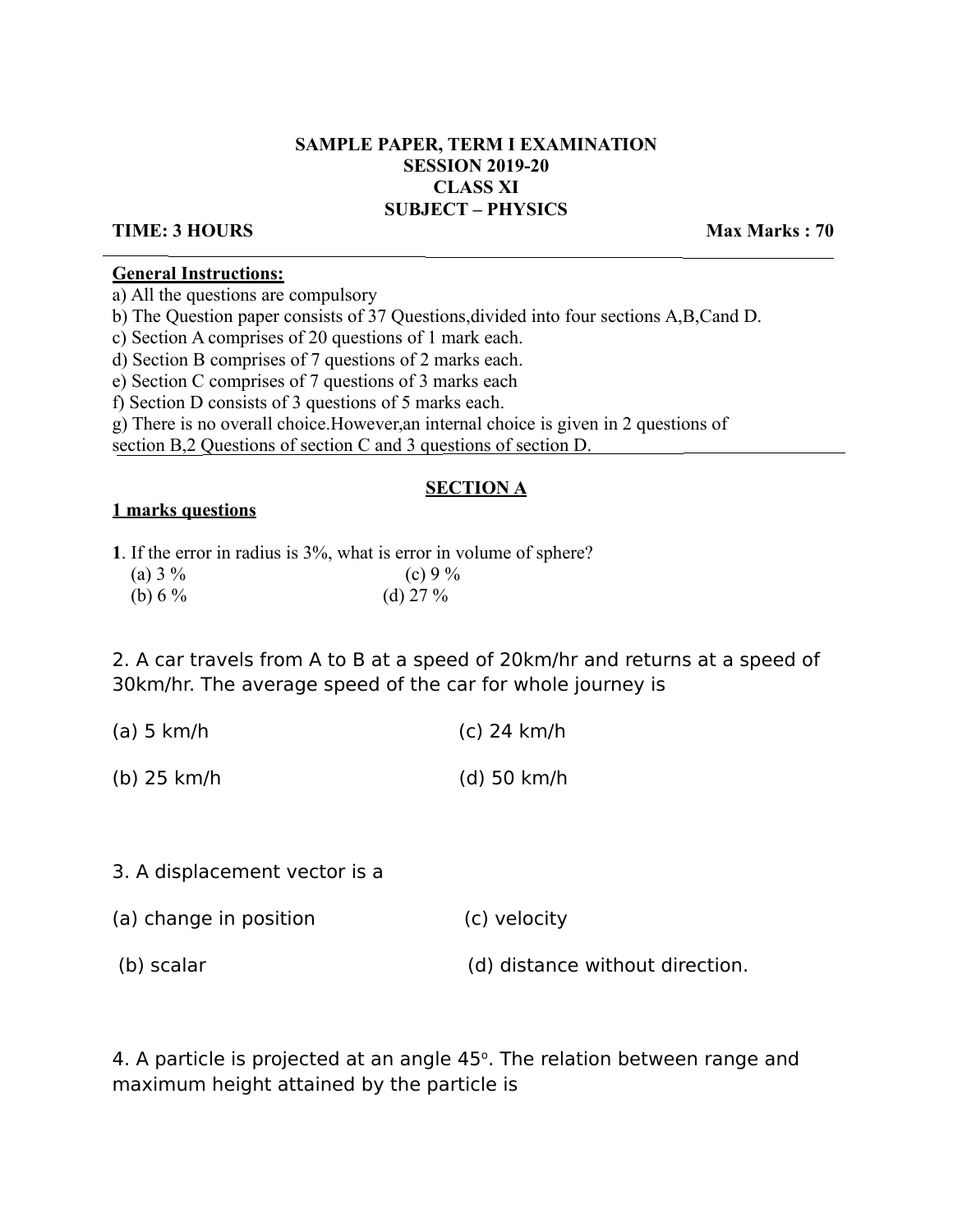# SAMPLE PAPER, TERM I EXAMINATION
## SESSION 2019-20
## CLASS XI
## SUBJECT – PHYSICS

**TIME: 3 HOURS** **Max Marks : 70**

**General Instructions:**

a) All the questions are compulsory

b) The Question paper consists of 37 Questions,divided into four sections A,B,Cand D.

c) Section A comprises of 20 questions of 1 mark each.

d) Section B comprises of 7 questions of 2 marks each.

e) Section C comprises of 7 questions of 3 marks each

f) Section D consists of 3 questions of 5 marks each.

g) There is no overall choice.However,an internal choice is given in 2 questions of section B,2 Questions of section C and 3 questions of section D.

## SECTION A

**1 marks questions**

**1**. If the error in radius is 3%, what is error in volume of sphere?

(a) 3 % (c) 9 %

(b) 6 % (d) 27 %

2. A car travels from A to B at a speed of 20km/hr and returns at a speed of 30km/hr. The average speed of the car for whole journey is

(a) 5 km/h (c) 24 km/h

(b) 25 km/h (d) 50 km/h

3. A displacement vector is a

(a) change in position (c) velocity

(b) scalar (d) distance without direction.

4. A particle is projected at an angle $45^o$. The relation between range and maximum height attained by the particle is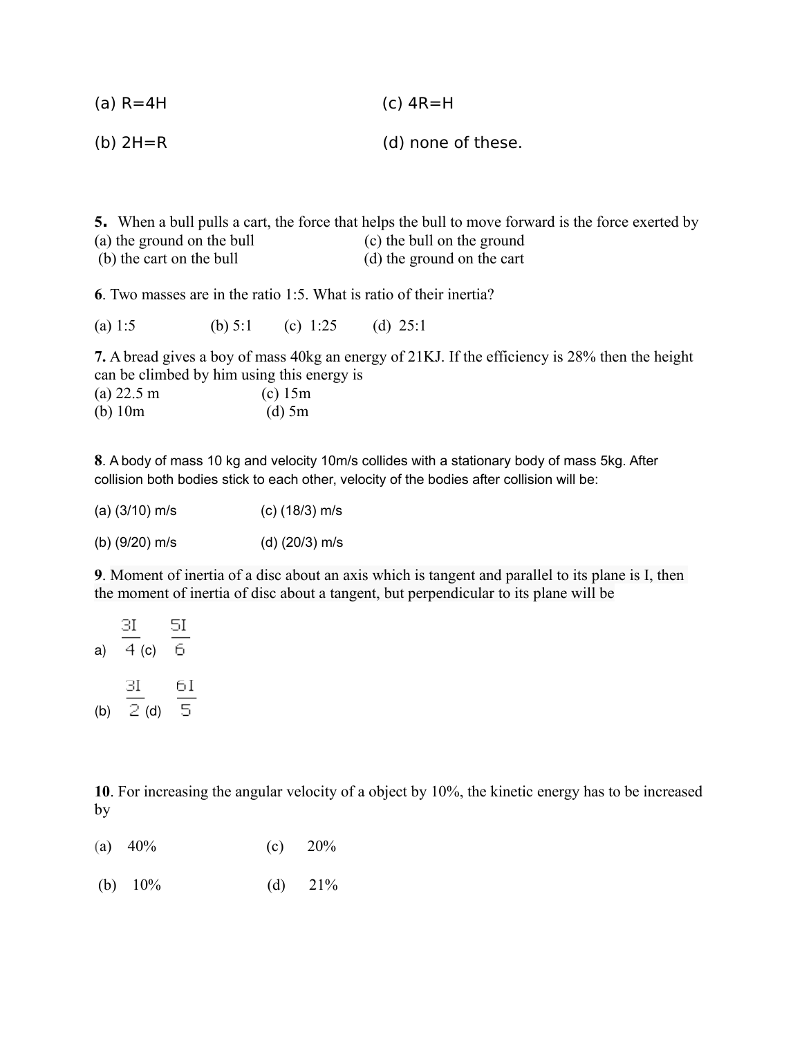(a) R=4H  (c) 4R=H

(b) 2H=R  (d) none of these.

**5.** When a bull pulls a cart, the force that helps the bull to move forward is the force exerted by

(a) the ground on the bull  (c) the bull on the ground

(b) the cart on the bull  (d) the ground on the cart

**6**. Two masses are in the ratio 1:5. What is ratio of their inertia?

(a) 1:5  (b) 5:1  (c) 1:25  (d) 25:1

**7.** A bread gives a boy of mass 40kg an energy of 21KJ. If the efficiency is 28% then the height can be climbed by him using this energy is

(a) 22.5 m  (c) 15m

(b) 10m  (d) 5m

**8**. A body of mass 10 kg and velocity 10m/s collides with a stationary body of mass 5kg. After collision both bodies stick to each other, velocity of the bodies after collision will be:

(a) (3/10) m/s  (c) (18/3) m/s

(b) (9/20) m/s  (d) (20/3) m/s

**9**. Moment of inertia of a disc about an axis which is tangent and parallel to its plane is I, then the moment of inertia of disc about a tangent, but perpendicular to its plane will be

a) $\frac{3I}{4}$ (c) $\frac{5I}{6}$

(b) $\frac{3I}{2}$ (d) $\frac{6I}{5}$

**10**. For increasing the angular velocity of a object by 10%, the kinetic energy has to be increased by

(a) 40%  (c) 20%

(b) 10%  (d) 21%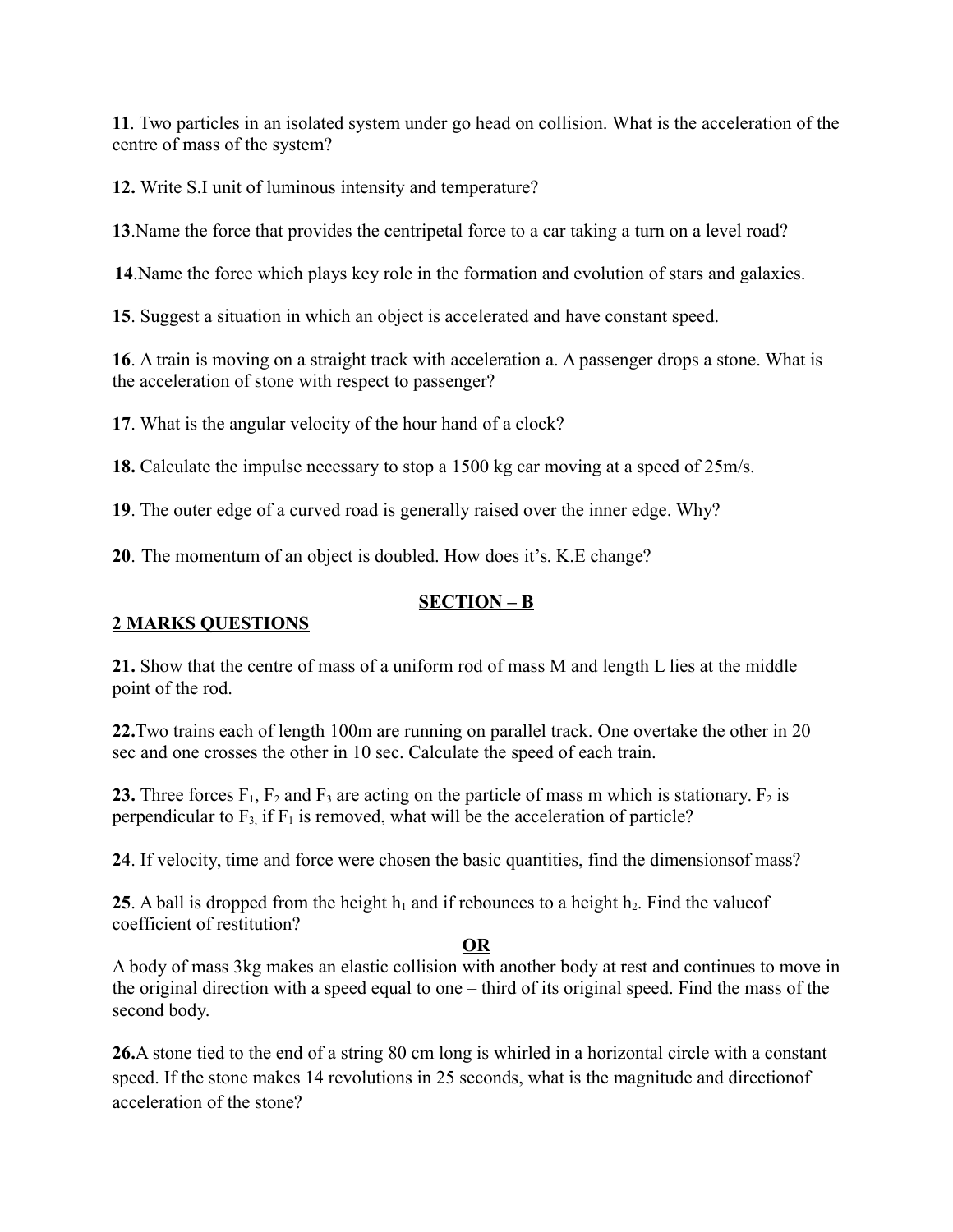**11**. Two particles in an isolated system under go head on collision. What is the acceleration of the centre of mass of the system?

**12.** Write S.I unit of luminous intensity and temperature?

**13**.Name the force that provides the centripetal force to a car taking a turn on a level road?

**14**.Name the force which plays key role in the formation and evolution of stars and galaxies.

**15**. Suggest a situation in which an object is accelerated and have constant speed.

**16**. A train is moving on a straight track with acceleration a. A passenger drops a stone. What is the acceleration of stone with respect to passenger?

**17**. What is the angular velocity of the hour hand of a clock?

**18.** Calculate the impulse necessary to stop a 1500 kg car moving at a speed of 25m/s.

**19**. The outer edge of a curved road is generally raised over the inner edge. Why?

**20**. The momentum of an object is doubled. How does it's. K.E change?

## SECTION – B

### 2 MARKS QUESTIONS

**21.** Show that the centre of mass of a uniform rod of mass M and length L lies at the middle point of the rod.

**22.**Two trains each of length 100m are running on parallel track. One overtake the other in 20 sec and one crosses the other in 10 sec. Calculate the speed of each train.

**23.** Three forces $F_1$, $F_2$ and $F_3$ are acting on the particle of mass m which is stationary. $F_2$ is perpendicular to $F_3$, if $F_1$ is removed, what will be the acceleration of particle?

**24**. If velocity, time and force were chosen the basic quantities, find the dimensionsof mass?

**25**. A ball is dropped from the height $h_1$ and if rebounces to a height $h_2$. Find the valueof coefficient of restitution?

**OR**

A body of mass 3kg makes an elastic collision with another body at rest and continues to move in the original direction with a speed equal to one – third of its original speed. Find the mass of the second body.

**26.**A stone tied to the end of a string 80 cm long is whirled in a horizontal circle with a constant speed. If the stone makes 14 revolutions in 25 seconds, what is the magnitude and directionof acceleration of the stone?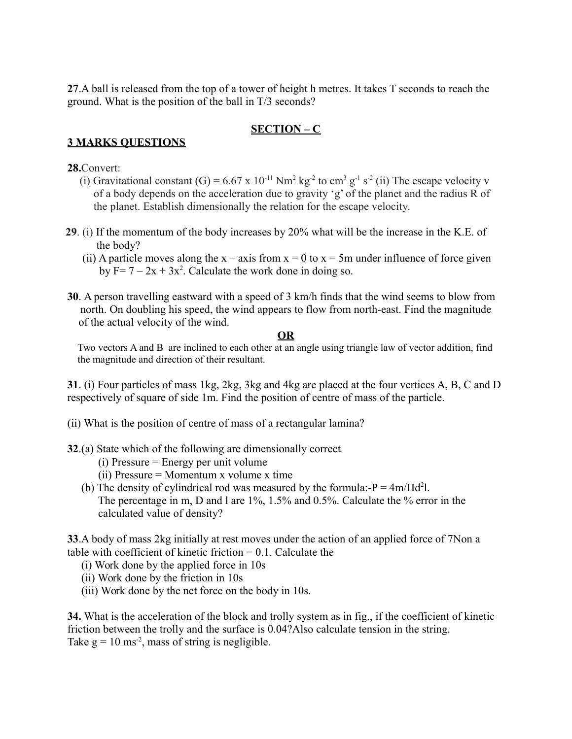**27**.A ball is released from the top of a tower of height h metres. It takes T seconds to reach the ground. What is the position of the ball in T/3 seconds?

## SECTION – C

**3 MARKS QUESTIONS**

**28.**Convert:

(i) Gravitational constant (G) = $6.67 \times 10^{-11}$ $Nm^2\ kg^{-2}$ to $cm^3\ g^{-1}\ s^{-2}$ (ii) The escape velocity v of a body depends on the acceleration due to gravity 'g' of the planet and the radius R of the planet. Establish dimensionally the relation for the escape velocity.

**29**. (i) If the momentum of the body increases by 20% what will be the increase in the K.E. of the body?

(ii) A particle moves along the x – axis from x = 0 to x = 5m under influence of force given by $F = 7 - 2x + 3x^2$. Calculate the work done in doing so.

**30**. A person travelling eastward with a speed of 3 km/h finds that the wind seems to blow from north. On doubling his speed, the wind appears to flow from north-east. Find the magnitude of the actual velocity of the wind.

**OR**

Two vectors A and B are inclined to each other at an angle using triangle law of vector addition, find the magnitude and direction of their resultant.

**31**. (i) Four particles of mass 1kg, 2kg, 3kg and 4kg are placed at the four vertices A, B, C and D respectively of square of side 1m. Find the position of centre of mass of the particle.

(ii) What is the position of centre of mass of a rectangular lamina?

**32**.(a) State which of the following are dimensionally correct

(i) Pressure = Energy per unit volume

(ii) Pressure = Momentum x volume x time

(b) The density of cylindrical rod was measured by the formula:-$P = 4m/\Pi d^2 l$.
The percentage in m, D and l are 1%, 1.5% and 0.5%. Calculate the % error in the calculated value of density?

**33**.A body of mass 2kg initially at rest moves under the action of an applied force of 7Non a table with coefficient of kinetic friction = 0.1. Calculate the

(i) Work done by the applied force in 10s

(ii) Work done by the friction in 10s

(iii) Work done by the net force on the body in 10s.

**34.** What is the acceleration of the block and trolly system as in fig., if the coefficient of kinetic friction between the trolly and the surface is 0.04?Also calculate tension in the string. Take $g = 10\ ms^{-2}$, mass of string is negligible.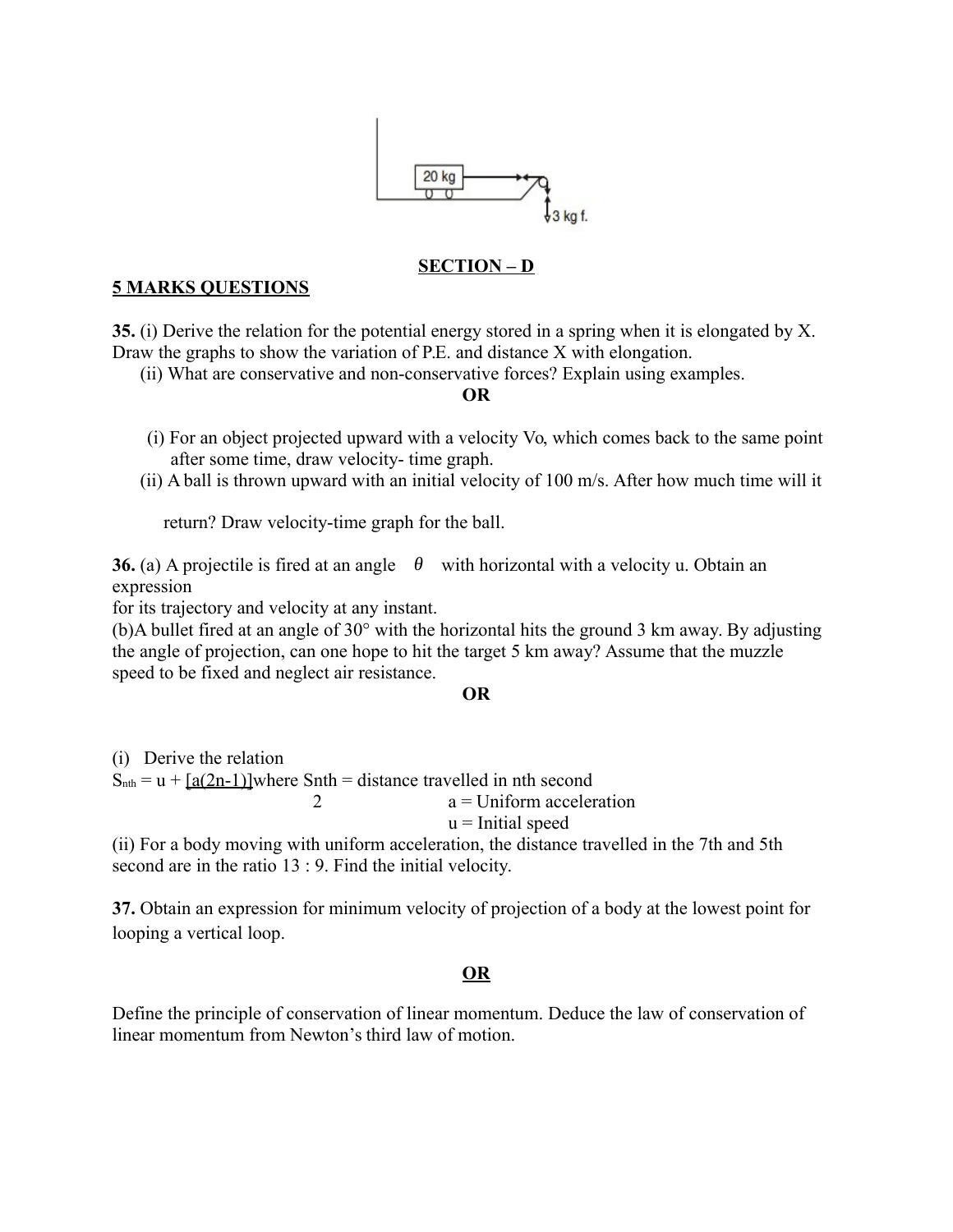20 kg

3 kg f.

## SECTION – D

**5 MARKS QUESTIONS**

**35.** (i) Derive the relation for the potential energy stored in a spring when it is elongated by X. Draw the graphs to show the variation of P.E. and distance X with elongation.

(ii) What are conservative and non-conservative forces? Explain using examples.

**OR**

(i) For an object projected upward with a velocity $V_o$, which comes back to the same point after some time, draw velocity- time graph.

(ii) A ball is thrown upward with an initial velocity of 100 m/s. After how much time will it return? Draw velocity-time graph for the ball.

**36.** (a) A projectile is fired at an angle $\theta$ with horizontal with a velocity u. Obtain an expression for its trajectory and velocity at any instant.

(b)A bullet fired at an angle of 30° with the horizontal hits the ground 3 km away. By adjusting the angle of projection, can one hope to hit the target 5 km away? Assume that the muzzle speed to be fixed and neglect air resistance.

**OR**

(i) Derive the relation

$S_{nth} = u + \frac{a(2n-1)}{2}$ where Snth = distance travelled in nth second

a = Uniform acceleration

u = Initial speed

(ii) For a body moving with uniform acceleration, the distance travelled in the 7th and 5th second are in the ratio 13 : 9. Find the initial velocity.

**37.** Obtain an expression for minimum velocity of projection of a body at the lowest point for looping a vertical loop.

**OR**

Define the principle of conservation of linear momentum. Deduce the law of conservation of linear momentum from Newton's third law of motion.